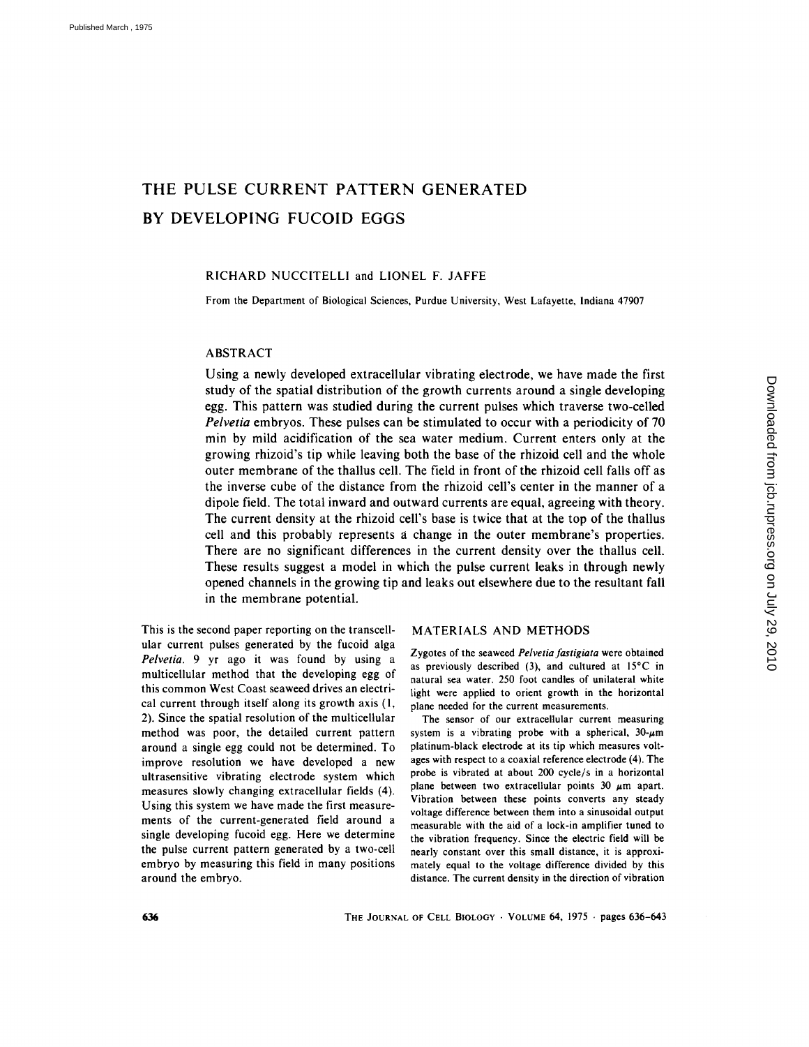# THE PULSE CURRENT PATTERN GENERATED BY DEVELOPING FUCOID EGGS

RICHARD NUCCITELLI and LIONEL F. JAFFE

From the Department of Biological Sciences, Purdue University, West Lafayette, Indiana 47907

## ABSTRACT

Using a newly developed extracellular vibrating electrode, we have made the first study of the spatial distribution of the growth currents around a single developing egg. This pattern was studied during the current pulses which traverse two-celled *Pelvetia* embryos. These pulses can be stimulated to occur with a periodicity of 70 min by mild acidification of the sea water medium. Current enters only at the growing rhizoid's tip while leaving both the base of the rhizoid cell and the whole outer membrane of the thallus cell. The field in front of the rhizoid cell falls off as the inverse cube of the distance from the rhizoid cell's center in the manner of a dipole field. The total inward and outward currents are equal, agreeing with theory. The current density at the rhizoid cell's base is twice that at the top of the thallus cell and this probably represents a change in the outer membrane's properties. There are no significant differences in the current density over the thallus cell. These results suggest a model in which the pulse current leaks in through newly opened channels in the growing tip and leaks out elsewhere due to the resultant fall in the membrane potential.

This is the second paper reporting on the transcellular current pulses generated by the fucoid alga *Pelvetia*. 9 yr ago it was found by using a multicellular method that the developing egg of this common West Coast seaweed drives an electrical current through itself along its growth axis (1, 2). Since the spatial resolution of the multicellular method was poor, the detailed current pattern around a single egg could not be determined. To improve resolution we have developed a new ultrasensitive vibrating electrode system which measures slowly changing extracellular fields (4). Using this system we have made the first measurements of the current-generated field around a single developing fucoid egg. Here we determine the pulse current pattern generated by a two-cell embryo by measuring this field in many positions around the embryo.

## MATERIALS AND METHODS

Zygotes of the seaweed *Pelvetia fastigiata* were obtained as previously described (3), and cultured at 15°C in natural sea water. 250 foot candles of unilateral white light were applied to orient growth in the horizontal plane needed for the current measurements.

The sensor of our extracellular current measuring system is a vibrating probe with a spherical, 30-$\mu$m platinum-black electrode at its tip which measures voltages with respect to a coaxial reference electrode (4). The probe is vibrated at about 200 cycle/s in a horizontal plane between two extracellular points 30 $\mu$m apart. Vibration between these points converts any steady voltage difference between them into a sinusoidal output measurable with the aid of a lock-in amplifier tuned to the vibration frequency. Since the electric field will be nearly constant over this small distance, it is approximately equal to the voltage difference divided by this distance. The current density in the direction of vibration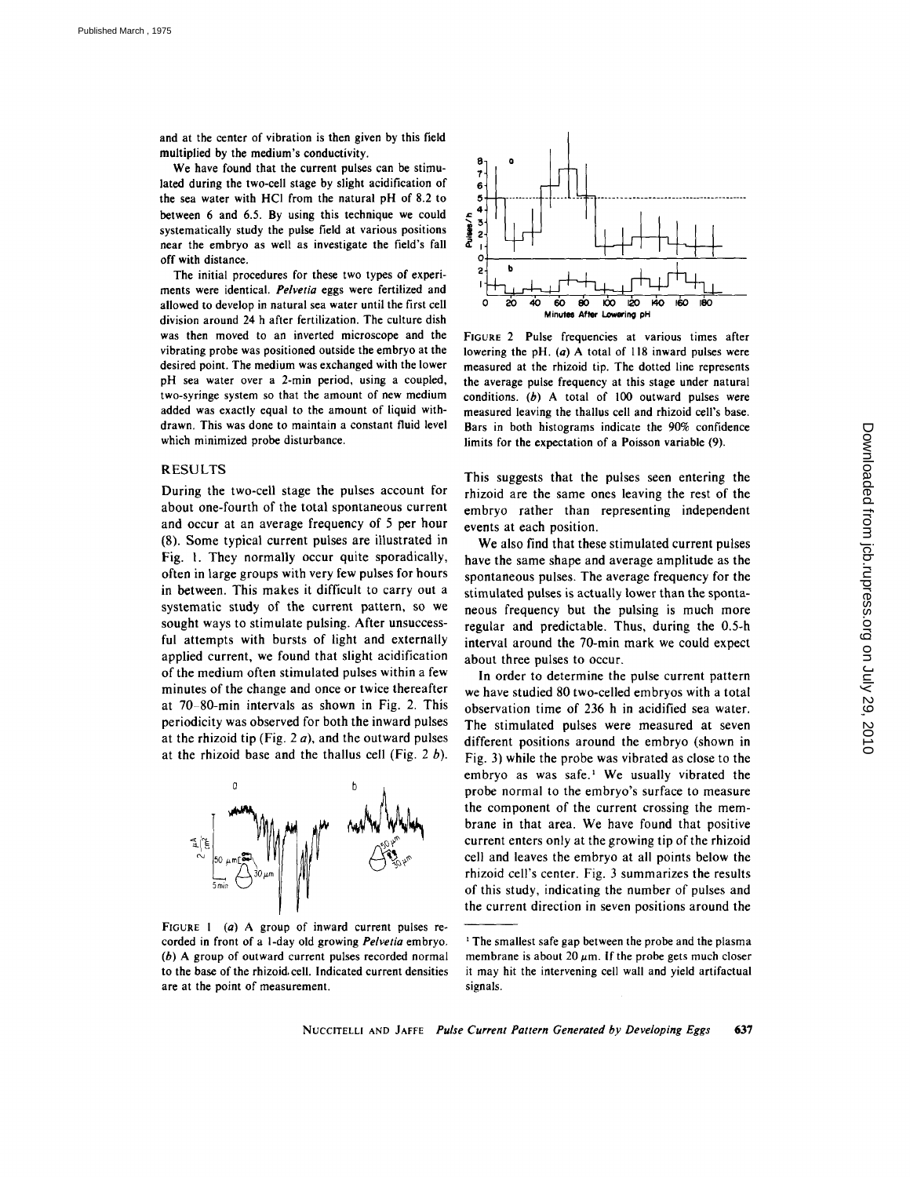and at the center of vibration is then given by this field multiplied by the medium's conductivity.

We have found that the current pulses can be stimulated during the two-cell stage by slight acidification of the sea water with HCl from the natural pH of 8.2 to between 6 and 6.5. By using this technique we could systematically study the pulse field at various positions near the embryo as well as investigate the field's fall off with distance.

The initial procedures for these two types of experiments were identical. *Pelvetia* eggs were fertilized and allowed to develop in natural sea water until the first cell division around 24 h after fertilization. The culture dish was then moved to an inverted microscope and the vibrating probe was positioned outside the embryo at the desired point. The medium was exchanged with the lower pH sea water over a 2-min period, using a coupled, two-syringe system so that the amount of new medium added was exactly equal to the amount of liquid withdrawn. This was done to maintain a constant fluid level which minimized probe disturbance.

## RESULTS

During the two-cell stage the pulses account for about one-fourth of the total spontaneous current and occur at an average frequency of 5 per hour (8). Some typical current pulses are illustrated in Fig. 1. They normally occur quite sporadically, often in large groups with very few pulses for hours in between. This makes it difficult to carry out a systematic study of the current pattern, so we sought ways to stimulate pulsing. After unsuccessful attempts with bursts of light and externally applied current, we found that slight acidification of the medium often stimulated pulses within a few minutes of the change and once or twice thereafter at 70–80-min intervals as shown in Fig. 2. This periodicity was observed for both the inward pulses at the rhizoid tip (Fig. 2 *a*), and the outward pulses at the rhizoid base and the thallus cell (Fig. 2 *b*).

FIGURE 1 (*a*) A group of inward current pulses recorded in front of a 1-day old growing *Pelvetia* embryo. (*b*) A group of outward current pulses recorded normal to the base of the rhizoid cell. Indicated current densities are at the point of measurement.

FIGURE 2 Pulse frequencies at various times after lowering the pH. (*a*) A total of 118 inward pulses were measured at the rhizoid tip. The dotted line represents the average pulse frequency at this stage under natural conditions. (*b*) A total of 100 outward pulses were measured leaving the thallus cell and rhizoid cell's base. Bars in both histograms indicate the 90% confidence limits for the expectation of a Poisson variable (9).

This suggests that the pulses seen entering the rhizoid are the same ones leaving the rest of the embryo rather than representing independent events at each position.

We also find that these stimulated current pulses have the same shape and average amplitude as the spontaneous pulses. The average frequency for the stimulated pulses is actually lower than the spontaneous frequency but the pulsing is much more regular and predictable. Thus, during the 0.5-h interval around the 70-min mark we could expect about three pulses to occur.

In order to determine the pulse current pattern we have studied 80 two-celled embryos with a total observation time of 236 h in acidified sea water. The stimulated pulses were measured at seven different positions around the embryo (shown in Fig. 3) while the probe was vibrated as close to the embryo as was safe.[1] We usually vibrated the probe normal to the embryo's surface to measure the component of the current crossing the membrane in that area. We have found that positive current enters only at the growing tip of the rhizoid cell and leaves the embryo at all points below the rhizoid cell's center. Fig. 3 summarizes the results of this study, indicating the number of pulses and the current direction in seven positions around the

[1] The smallest safe gap between the probe and the plasma membrane is about 20 $\mu$m. If the probe gets much closer it may hit the intervening cell wall and yield artifactual signals.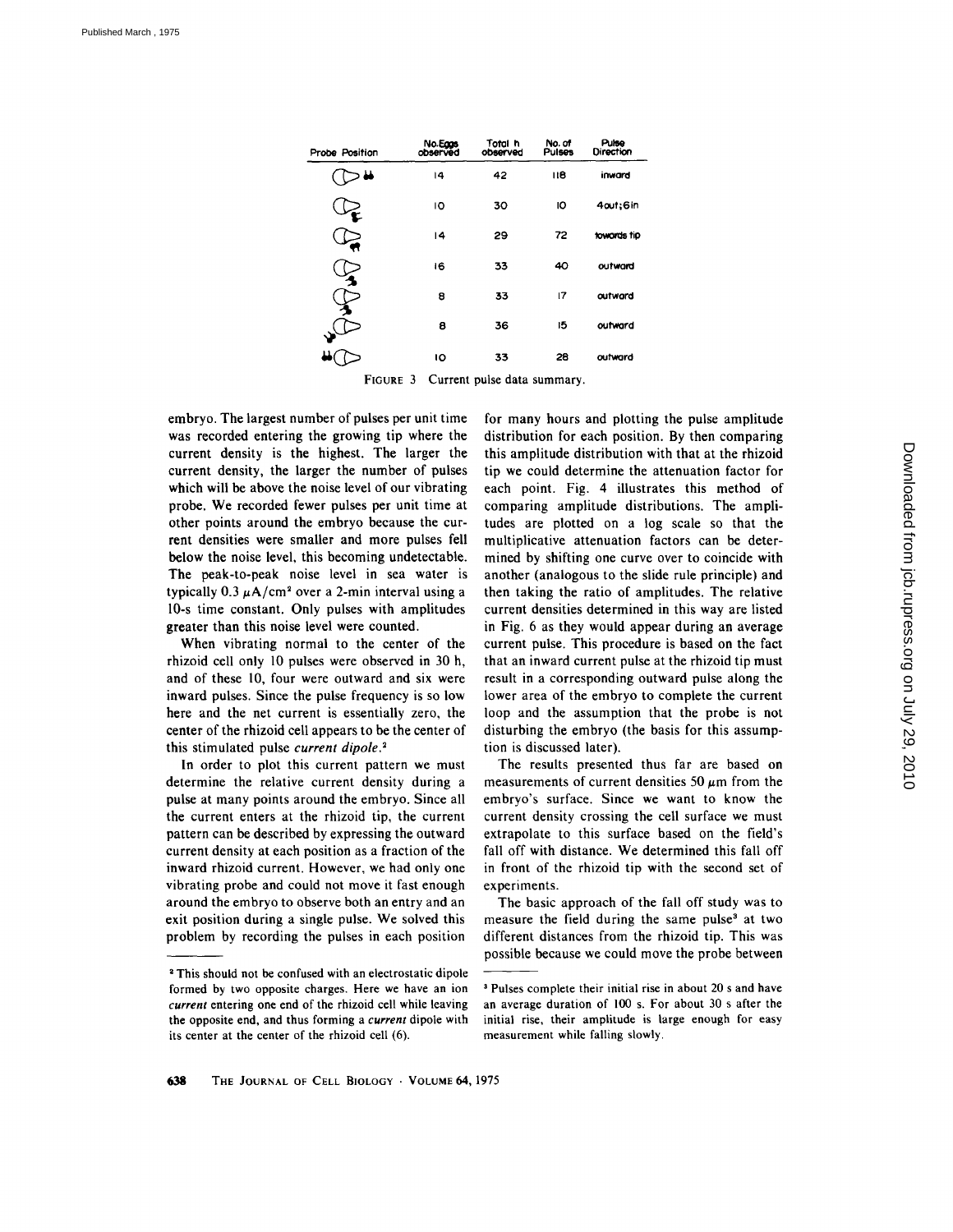| Probe Position | No. Eggs observed | Total h observed | No. of Pulses | Pulse Direction |
|---|---|---|---|---|
| | 14 | 42 | 118 | inward |
| | 10 | 30 | 10 | 4 out; 6 in |
| | 14 | 29 | 72 | towards tip |
| | 16 | 33 | 40 | outward |
| | 8 | 33 | 17 | outward |
| | 8 | 36 | 15 | outward |
| | 10 | 33 | 28 | outward |

FIGURE 3 Current pulse data summary.

embryo. The largest number of pulses per unit time was recorded entering the growing tip where the current density is the highest. The larger the current density, the larger the number of pulses which will be above the noise level of our vibrating probe. We recorded fewer pulses per unit time at other points around the embryo because the current densities were smaller and more pulses fell below the noise level, this becoming undetectable. The peak-to-peak noise level in sea water is typically 0.3 $\mu$A/cm$^2$ over a 2-min interval using a 10-s time constant. Only pulses with amplitudes greater than this noise level were counted.

When vibrating normal to the center of the rhizoid cell only 10 pulses were observed in 30 h, and of these 10, four were outward and six were inward pulses. Since the pulse frequency is so low here and the net current is essentially zero, the center of the rhizoid cell appears to be the center of this stimulated pulse *current dipole*.[2]

In order to plot this current pattern we must determine the relative current density during a pulse at many points around the embryo. Since all the current enters at the rhizoid tip, the current pattern can be described by expressing the outward current density at each position as a fraction of the inward rhizoid current. However, we had only one vibrating probe and could not move it fast enough around the embryo to observe both an entry and an exit position during a single pulse. We solved this problem by recording the pulses in each position for many hours and plotting the pulse amplitude distribution for each position. By then comparing this amplitude distribution with that at the rhizoid tip we could determine the attenuation factor for each point. Fig. 4 illustrates this method of comparing amplitude distributions. The amplitudes are plotted on a log scale so that the multiplicative attenuation factors can be determined by shifting one curve over to coincide with another (analogous to the slide rule principle) and then taking the ratio of amplitudes. The relative current densities determined in this way are listed in Fig. 6 as they would appear during an average current pulse. This procedure is based on the fact that an inward current pulse at the rhizoid tip must result in a corresponding outward pulse along the lower area of the embryo to complete the current loop and the assumption that the probe is not disturbing the embryo (the basis for this assumption is discussed later).

The results presented thus far are based on measurements of current densities 50 $\mu$m from the embryo's surface. Since we want to know the current density crossing the cell surface we must extrapolate to this surface based on the field's fall off with distance. We determined this fall off in front of the rhizoid tip with the second set of experiments.

The basic approach of the fall off study was to measure the field during the same pulse[3] at two different distances from the rhizoid tip. This was possible because we could move the probe between

[2] This should not be confused with an electrostatic dipole formed by two opposite charges. Here we have an ion *current* entering one end of the rhizoid cell while leaving the opposite end, and thus forming a *current* dipole with its center at the center of the rhizoid cell (6).

[3] Pulses complete their initial rise in about 20 s and have an average duration of 100 s. For about 30 s after the initial rise, their amplitude is large enough for easy measurement while falling slowly.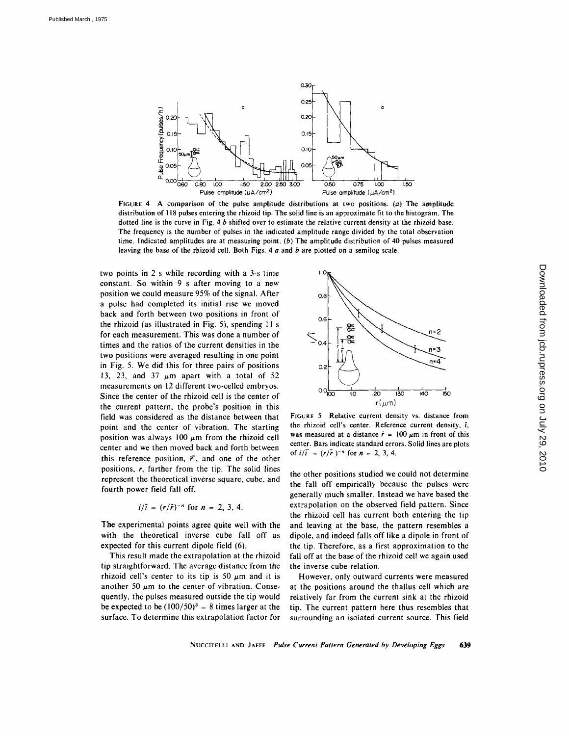FIGURE 4 A comparison of the pulse amplitude distributions at two positions. (*a*) The amplitude distribution of 118 pulses entering the rhizoid tip. The solid line is an approximate fit to the histogram. The dotted line is the curve in Fig. 4 *b* shifted over to estimate the relative current density at the rhizoid base. The frequency is the number of pulses in the indicated amplitude range divided by the total observation time. Indicated amplitudes are at measuring point. (*b*) The amplitude distribution of 40 pulses measured leaving the base of the rhizoid cell. Both Figs. 4 *a* and *b* are plotted on a semilog scale.

two points in 2 s while recording with a 3-s time constant. So within 9 s after moving to a new position we could measure 95% of the signal. After a pulse had completed its initial rise we moved back and forth between two positions in front of the rhizoid (as illustrated in Fig. 5), spending 11 s for each measurement. This was done a number of times and the ratios of the current densities in the two positions were averaged resulting in one point in Fig. 5. We did this for three pairs of positions 13, 23, and 37 $\mu$m apart with a total of 52 measurements on 12 different two-celled embryos. Since the center of the rhizoid cell is the center of the current pattern, the probe's position in this field was considered as the distance between that point and the center of vibration. The starting position was always 100 $\mu$m from the rhizoid cell center and we then moved back and forth between this reference position, $\bar{r}$, and one of the other positions, $r$, farther from the tip. The solid lines represent the theoretical inverse square, cube, and fourth power field fall off,

$$i/\bar{i} = (r/\bar{r})^{-n} \text{ for } n = 2, 3, 4.$$

The experimental points agree quite well with the with the theoretical inverse cube fall off as expected for this current dipole field (6).

This result made the extrapolation at the rhizoid tip straightforward. The average distance from the rhizoid cell's center to its tip is 50 $\mu$m and it is another 50 $\mu$m to the center of vibration. Consequently, the pulses measured outside the tip would be expected to be $(100/50)^3 = 8$ times larger at the surface. To determine this extrapolation factor for the other positions studied we could not determine the fall off empirically because the pulses were generally much smaller. Instead we have based the extrapolation on the observed field pattern. Since the rhizoid cell has current both entering the tip and leaving at the base, the pattern resembles a dipole, and indeed falls off like a dipole in front of the tip. Therefore, as a first approximation to the fall off at the base of the rhizoid cell we again used the inverse cube relation.

FIGURE 5 Relative current density vs. distance from the rhizoid cell's center. Reference current density, $\bar{i}$, was measured at a distance $\bar{r} = 100$ $\mu$m in front of this center. Bars indicate standard errors. Solid lines are plots of $i/\bar{i} = (r/\bar{r})^{-n}$ for $n = 2, 3, 4$.

However, only outward currents were measured at the positions around the thallus cell which are relatively far from the current sink at the rhizoid tip. The current pattern here thus resembles that surrounding an isolated current source. This field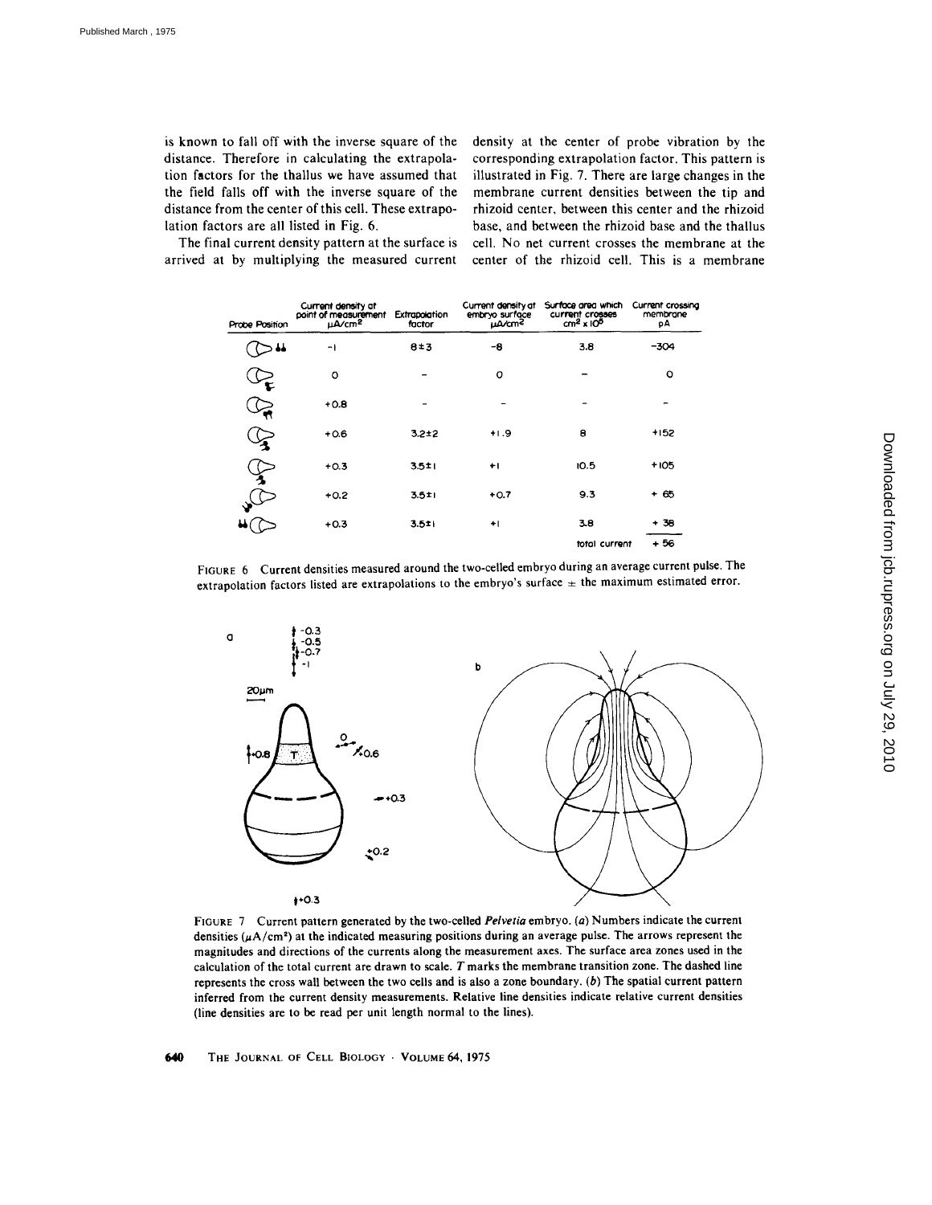is known to fall off with the inverse square of the distance. Therefore in calculating the extrapolation factors for the thallus we have assumed that the field falls off with the inverse square of the distance from the center of this cell. These extrapolation factors are all listed in Fig. 6.

The final current density pattern at the surface is arrived at by multiplying the measured current density at the center of probe vibration by the corresponding extrapolation factor. This pattern is illustrated in Fig. 7. There are large changes in the membrane current densities between the tip and rhizoid center, between this center and the rhizoid base, and between the rhizoid base and the thallus cell. No net current crosses the membrane at the center of the rhizoid cell. This is a membrane

| Probe Position | Current density at point of measurement $\mu A/cm^2$ | Extrapolation factor | Current density at embryo surface $\mu A/cm^2$ | Surface area which current crosses $cm^2 \times 10^5$ | Current crossing membrane pA |
|---|---|---|---|---|---|
| | -1 | 8±3 | -8 | 3.8 | -304 |
| | 0 | – | 0 | – | 0 |
| | +0.8 | – | – | – | – |
| | +0.6 | 3.2±2 | +1.9 | 8 | +152 |
| | +0.3 | 3.5±1 | +1 | 10.5 | +105 |
| | +0.2 | 3.5±1 | +0.7 | 9.3 | + 65 |
| | +0.3 | 3.5±1 | +1 | 3.8 | + 38 |
| | | | | total current | + 56 |

FIGURE 6 Current densities measured around the two-celled embryo during an average current pulse. The extrapolation factors listed are extrapolations to the embryo's surface ± the maximum estimated error.

FIGURE 7 Current pattern generated by the two-celled *Pelvetia* embryo. (*a*) Numbers indicate the current densities ($\mu A/cm^2$) at the indicated measuring positions during an average pulse. The arrows represent the magnitudes and directions of the currents along the measurement axes. The surface area zones used in the calculation of the total current are drawn to scale. *T* marks the membrane transition zone. The dashed line represents the cross wall between the two cells and is also a zone boundary. (*b*) The spatial current pattern inferred from the current density measurements. Relative line densities indicate relative current densities (line densities are to be read per unit length normal to the lines).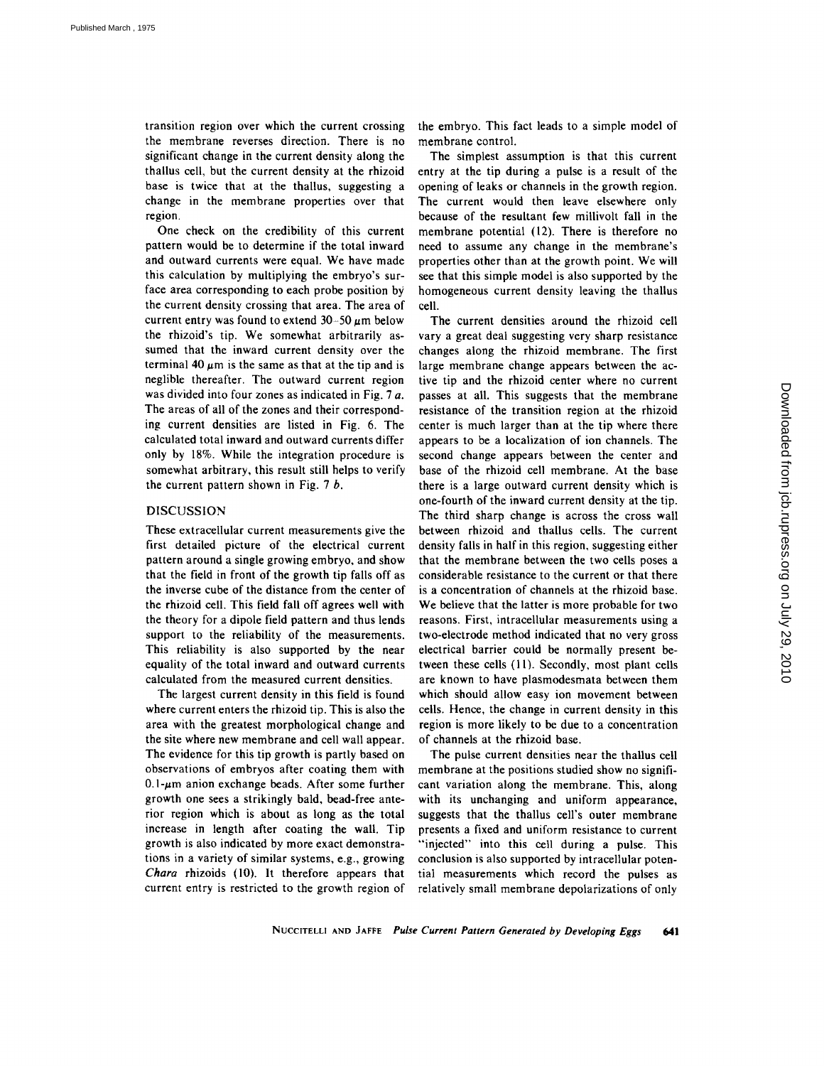transition region over which the current crossing the membrane reverses direction. There is no significant change in the current density along the thallus cell, but the current density at the rhizoid base is twice that at the thallus, suggesting a change in the membrane properties over that region.

One check on the credibility of this current pattern would be to determine if the total inward and outward currents were equal. We have made this calculation by multiplying the embryo's surface area corresponding to each probe position by the current density crossing that area. The area of current entry was found to extend 30–50 μm below the rhizoid's tip. We somewhat arbitrarily assumed that the inward current density over the terminal 40 μm is the same as that at the tip and is negligible thereafter. The outward current region was divided into four zones as indicated in Fig. 7 *a*. The areas of all of the zones and their corresponding current densities are listed in Fig. 6. The calculated total inward and outward currents differ only by 18%. While the integration procedure is somewhat arbitrary, this result still helps to verify the current pattern shown in Fig. 7 *b*.

## DISCUSSION

These extracellular current measurements give the first detailed picture of the electrical current pattern around a single growing embryo, and show that the field in front of the growth tip falls off as the inverse cube of the distance from the center of the rhizoid cell. This field fall off agrees well with the theory for a dipole field pattern and thus lends support to the reliability of the measurements. This reliability is also supported by the near equality of the total inward and outward currents calculated from the measured current densities.

The largest current density in this field is found where current enters the rhizoid tip. This is also the area with the greatest morphological change and the site where new membrane and cell wall appear. The evidence for this tip growth is partly based on observations of embryos after coating them with 0.1-μm anion exchange beads. After some further growth one sees a strikingly bald, bead-free anterior region which is about as long as the total increase in length after coating the wall. Tip growth is also indicated by more exact demonstrations in a variety of similar systems, e.g., growing *Chara* rhizoids (10). It therefore appears that current entry is restricted to the growth region of the embryo. This fact leads to a simple model of membrane control.

The simplest assumption is that this current entry at the tip during a pulse is a result of the opening of leaks or channels in the growth region. The current would then leave elsewhere only because of the resultant few millivolt fall in the membrane potential (12). There is therefore no need to assume any change in the membrane's properties other than at the growth point. We will see that this simple model is also supported by the homogeneous current density leaving the thallus cell.

The current densities around the rhizoid cell vary a great deal suggesting very sharp resistance changes along the rhizoid membrane. The first large membrane change appears between the active tip and the rhizoid center where no current passes at all. This suggests that the membrane resistance of the transition region at the rhizoid center is much larger than at the tip where there appears to be a localization of ion channels. The second change appears between the center and base of the rhizoid cell membrane. At the base there is a large outward current density which is one-fourth of the inward current density at the tip. The third sharp change is across the cross wall between rhizoid and thallus cells. The current density falls in half in this region, suggesting either that the membrane between the two cells poses a considerable resistance to the current or that there is a concentration of channels at the rhizoid base. We believe that the latter is more probable for two reasons. First, intracellular measurements using a two-electrode method indicated that no very gross electrical barrier could be normally present between these cells (11). Secondly, most plant cells are known to have plasmodesmata between them which should allow easy ion movement between cells. Hence, the change in current density in this region is more likely to be due to a concentration of channels at the rhizoid base.

The pulse current densities near the thallus cell membrane at the positions studied show no significant variation along the membrane. This, along with its unchanging and uniform appearance, suggests that the thallus cell's outer membrane presents a fixed and uniform resistance to current "injected" into this cell during a pulse. This conclusion is also supported by intracellular potential measurements which record the pulses as relatively small membrane depolarizations of only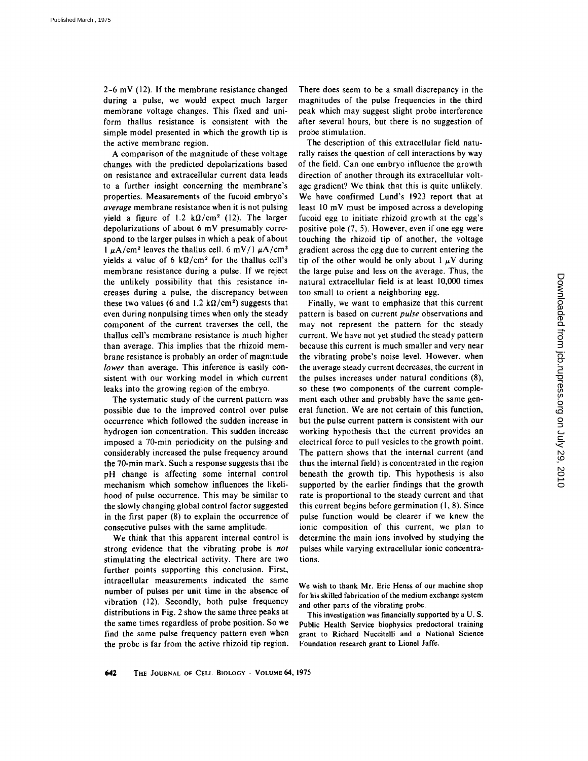2–6 mV (12). If the membrane resistance changed during a pulse, we would expect much larger membrane voltage changes. This fixed and uniform thallus resistance is consistent with the simple model presented in which the growth tip is the active membrane region.

A comparison of the magnitude of these voltage changes with the predicted depolarizations based on resistance and extracellular current data leads to a further insight concerning the membrane's properties. Measurements of the fucoid embryo's *average* membrane resistance when it is not pulsing yield a figure of 1.2 $k\Omega/cm^2$ (12). The larger depolarizations of about 6 mV presumably correspond to the larger pulses in which a peak of about 1 $\mu A/cm^2$ leaves the thallus cell. 6 mV/1 $\mu A/cm^2$ yields a value of 6 $k\Omega/cm^2$ for the thallus cell's membrane resistance during a pulse. If we reject the unlikely possibility that this resistance increases during a pulse, the discrepancy between these two values (6 and 1.2 $k\Omega/cm^2$) suggests that even during nonpulsing times when only the steady component of the current traverses the cell, the thallus cell's membrane resistance is much higher than average. This implies that the rhizoid membrane resistance is probably an order of magnitude *lower* than average. This inference is easily consistent with our working model in which current leaks into the growing region of the embryo.

The systematic study of the current pattern was possible due to the improved control over pulse occurrence which followed the sudden increase in hydrogen ion concentration. This sudden increase imposed a 70-min periodicity on the pulsing and considerably increased the pulse frequency around the 70-min mark. Such a response suggests that the pH change is affecting some internal control mechanism which somehow influences the likelihood of pulse occurrence. This may be similar to the slowly changing global control factor suggested in the first paper (8) to explain the occurrence of consecutive pulses with the same amplitude.

We think that this apparent internal control is strong evidence that the vibrating probe is *not* stimulating the electrical activity. There are two further points supporting this conclusion. First, intracellular measurements indicated the same number of pulses per unit time in the absence of vibration (12). Secondly, both pulse frequency distributions in Fig. 2 show the same three peaks at the same times regardless of probe position. So we find the same pulse frequency pattern even when the probe is far from the active rhizoid tip region. There does seem to be a small discrepancy in the magnitudes of the pulse frequencies in the third peak which may suggest slight probe interference after several hours, but there is no suggestion of probe stimulation.

The description of this extracellular field naturally raises the question of cell interactions by way of the field. Can one embryo influence the growth direction of another through its extracellular voltage gradient? We think that this is quite unlikely. We have confirmed Lund's 1923 report that at least 10 mV must be imposed across a developing fucoid egg to initiate rhizoid growth at the egg's positive pole (7, 5). However, even if one egg were touching the rhizoid tip of another, the voltage gradient across the egg due to current entering the tip of the other would be only about 1 $\mu V$ during the large pulse and less on the average. Thus, the natural extracellular field is at least 10,000 times too small to orient a neighboring egg.

Finally, we want to emphasize that this current pattern is based on current *pulse* observations and may not represent the pattern for the steady current. We have not yet studied the steady pattern because this current is much smaller and very near the vibrating probe's noise level. However, when the average steady current decreases, the current in the pulses increases under natural conditions (8), so these two components of the current complement each other and probably have the same general function. We are not certain of this function, but the pulse current pattern is consistent with our working hypothesis that the current provides an electrical force to pull vesicles to the growth point. The pattern shows that the internal current (and thus the internal field) is concentrated in the region beneath the growth tip. This hypothesis is also supported by the earlier findings that the growth rate is proportional to the steady current and that this current begins before germination (1, 8). Since pulse function would be clearer if we knew the ionic composition of this current, we plan to determine the main ions involved by studying the pulses while varying extracellular ionic concentrations.

We wish to thank Mr. Eric Henss of our machine shop for his skilled fabrication of the medium exchange system and other parts of the vibrating probe.

This investigation was financially supported by a U. S. Public Health Service biophysics predoctoral training grant to Richard Nuccitelli and a National Science Foundation research grant to Lionel Jaffe.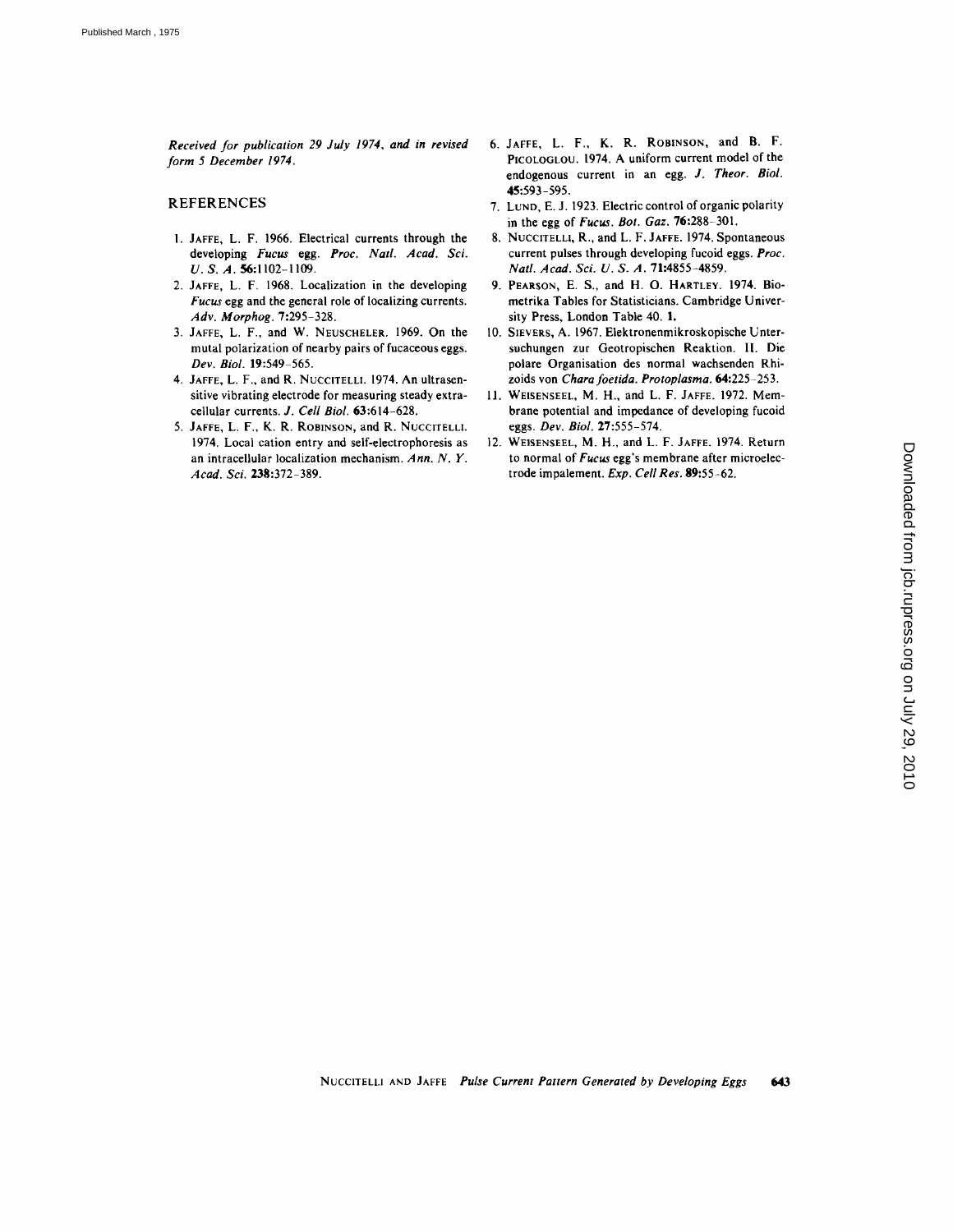*Received for publication 29 July 1974, and in revised form 5 December 1974.*

## REFERENCES

1. JAFFE, L. F. 1966. Electrical currents through the developing *Fucus* egg. *Proc. Natl. Acad. Sci. U. S. A.* **56**:1102–1109.
2. JAFFE, L. F. 1968. Localization in the developing *Fucus* egg and the general role of localizing currents. *Adv. Morphog.* **7**:295–328.
3. JAFFE, L. F., and W. NEUSCHELER. 1969. On the mutal polarization of nearby pairs of fucaceous eggs. *Dev. Biol.* **19**:549–565.
4. JAFFE, L. F., and R. NUCCITELLI. 1974. An ultrasensitive vibrating electrode for measuring steady extracellular currents. *J. Cell Biol.* **63**:614–628.
5. JAFFE, L. F., K. R. ROBINSON, and R. NUCCITELLI. 1974. Local cation entry and self-electrophoresis as an intracellular localization mechanism. *Ann. N. Y. Acad. Sci.* **238**:372–389.
6. JAFFE, L. F., K. R. ROBINSON, and B. F. PICOLOGLOU. 1974. A uniform current model of the endogenous current in an egg. *J. Theor. Biol.* **45**:593–595.
7. LUND, E. J. 1923. Electric control of organic polarity in the egg of *Fucus*. *Bot. Gaz.* **76**:288–301.
8. NUCCITELLI, R., and L. F. JAFFE. 1974. Spontaneous current pulses through developing fucoid eggs. *Proc. Natl. Acad. Sci. U. S. A.* **71**:4855–4859.
9. PEARSON, E. S., and H. O. HARTLEY. 1974. Biometrika Tables for Statisticians. Cambridge University Press, London Table 40. **1.**
10. SIEVERS, A. 1967. Elektronenmikroskopische Untersuchungen zur Geotropischen Reaktion. II. Die polare Organisation des normal wachsenden Rhizoids von *Chara foetida*. *Protoplasma.* **64**:225–253.
11. WEISENSEEL, M. H., and L. F. JAFFE. 1972. Membrane potential and impedance of developing fucoid eggs. *Dev. Biol.* **27**:555–574.
12. WEISENSEEL, M. H., and L. F. JAFFE. 1974. Return to normal of *Fucus* egg's membrane after microelectrode impalement. *Exp. Cell Res.* **89**:55–62.